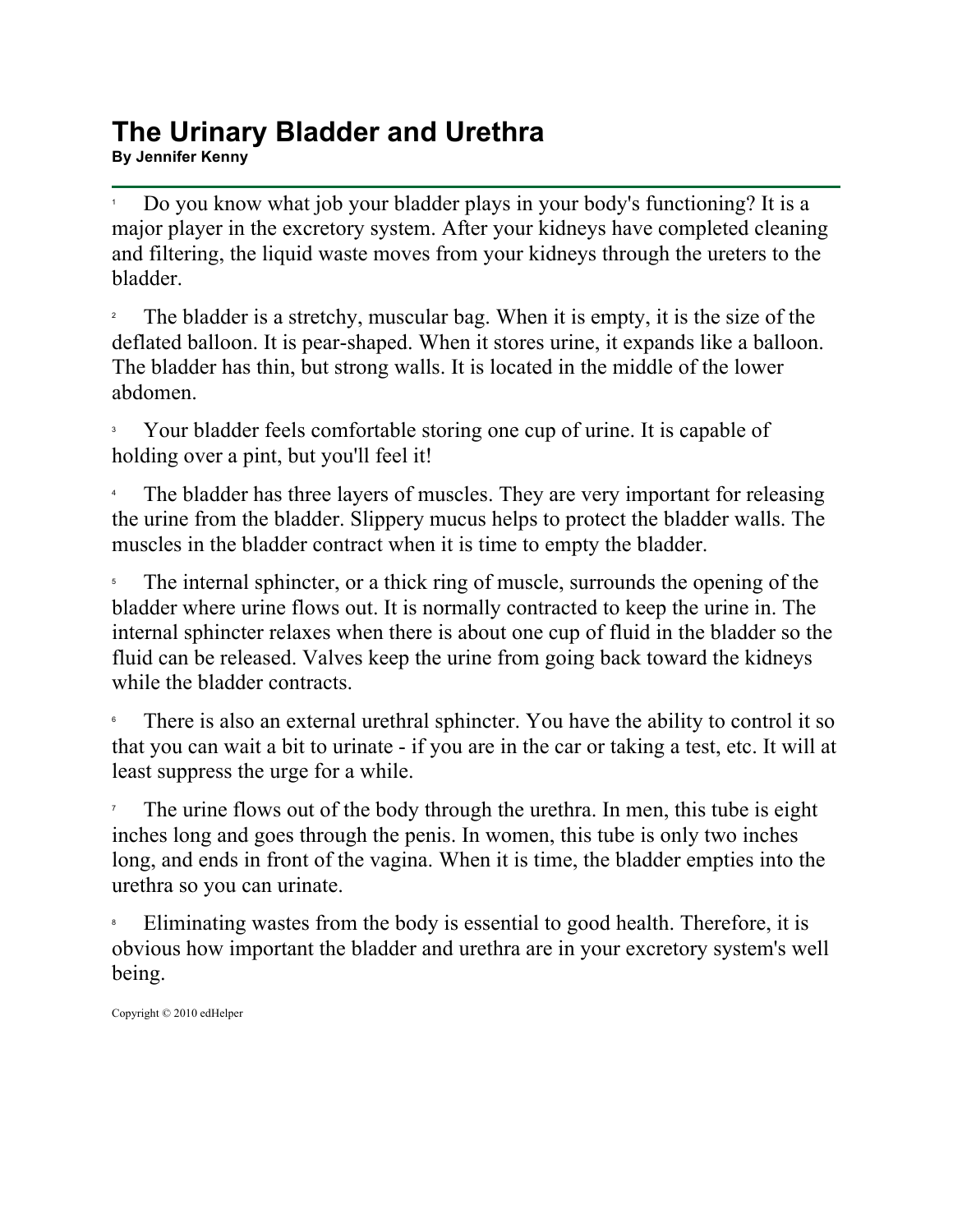# The Urinary Bladder and Urethra

**By Jennifer Kenny**

---

1 Do you know what job your bladder plays in your body's functioning? It is a major player in the excretory system. After your kidneys have completed cleaning and filtering, the liquid waste moves from your kidneys through the ureters to the bladder.

2 The bladder is a stretchy, muscular bag. When it is empty, it is the size of the deflated balloon. It is pear-shaped. When it stores urine, it expands like a balloon. The bladder has thin, but strong walls. It is located in the middle of the lower abdomen.

3 Your bladder feels comfortable storing one cup of urine. It is capable of holding over a pint, but you'll feel it!

4 The bladder has three layers of muscles. They are very important for releasing the urine from the bladder. Slippery mucus helps to protect the bladder walls. The muscles in the bladder contract when it is time to empty the bladder.

5 The internal sphincter, or a thick ring of muscle, surrounds the opening of the bladder where urine flows out. It is normally contracted to keep the urine in. The internal sphincter relaxes when there is about one cup of fluid in the bladder so the fluid can be released. Valves keep the urine from going back toward the kidneys while the bladder contracts.

6 There is also an external urethral sphincter. You have the ability to control it so that you can wait a bit to urinate - if you are in the car or taking a test, etc. It will at least suppress the urge for a while.

7 The urine flows out of the body through the urethra. In men, this tube is eight inches long and goes through the penis. In women, this tube is only two inches long, and ends in front of the vagina. When it is time, the bladder empties into the urethra so you can urinate.

8 Eliminating wastes from the body is essential to good health. Therefore, it is obvious how important the bladder and urethra are in your excretory system's well being.

Copyright © 2010 edHelper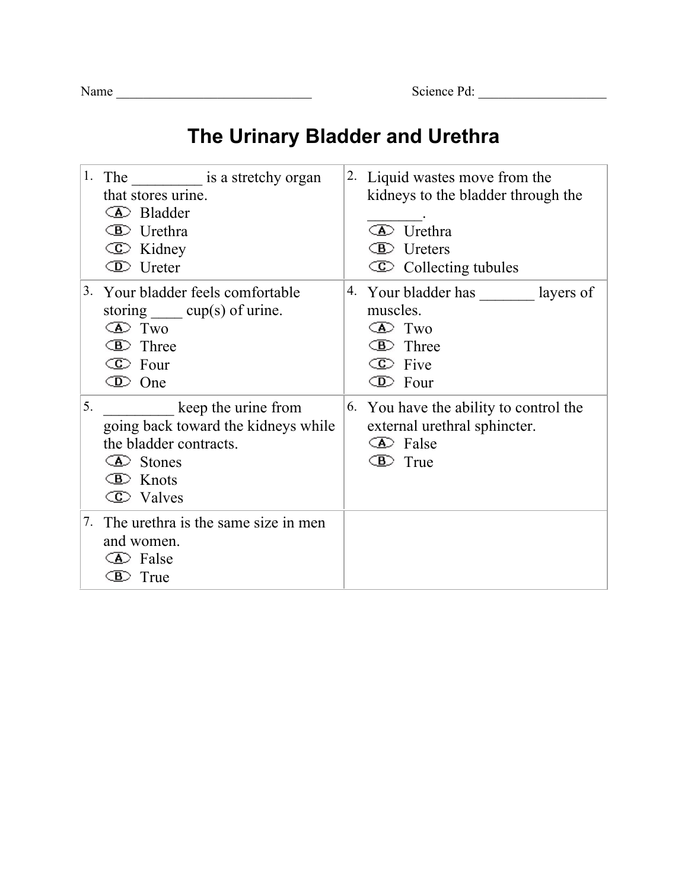Name ______________________________ Science Pd: ___________________

# The Urinary Bladder and Urethra

1. The _________ is a stretchy organ that stores urine.
   - A. Bladder
   - B. Urethra
   - C. Kidney
   - D. Ureter

2. Liquid wastes move from the kidneys to the bladder through the _______.
   - A. Urethra
   - B. Ureters
   - C. Collecting tubules

3. Your bladder feels comfortable storing ____ cup(s) of urine.
   - A. Two
   - B. Three
   - C. Four
   - D. One

4. Your bladder has _______ layers of muscles.
   - A. Two
   - B. Three
   - C. Five
   - D. Four

5. _________ keep the urine from going back toward the kidneys while the bladder contracts.
   - A. Stones
   - B. Knots
   - C. Valves

6. You have the ability to control the external urethral sphincter.
   - A. False
   - B. True

7. The urethra is the same size in men and women.
   - A. False
   - B. True